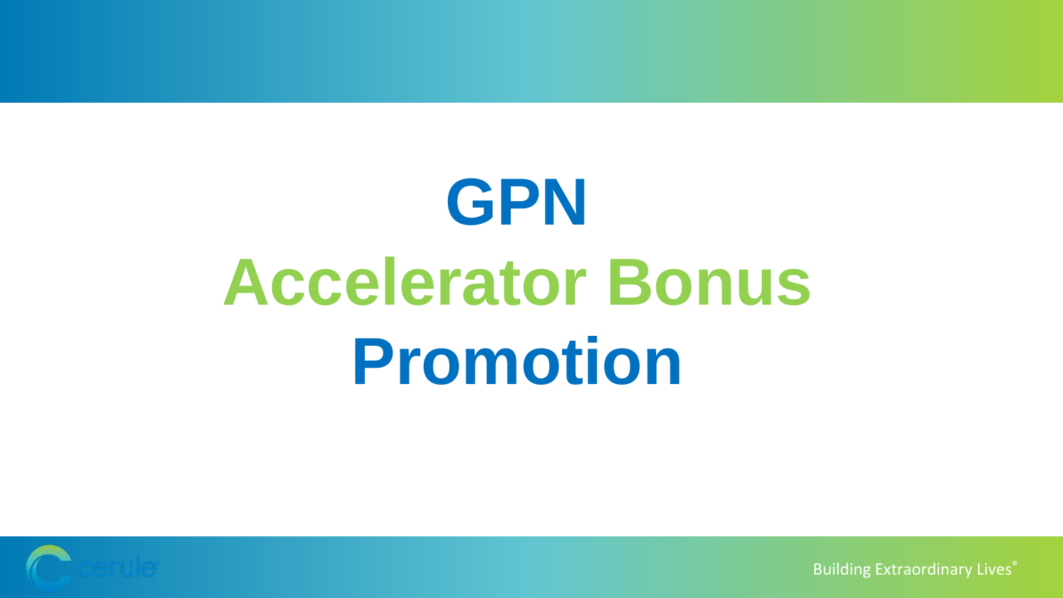# GPN
# Accelerator Bonus
# Promotion

cerule

Building Extraordinary Lives®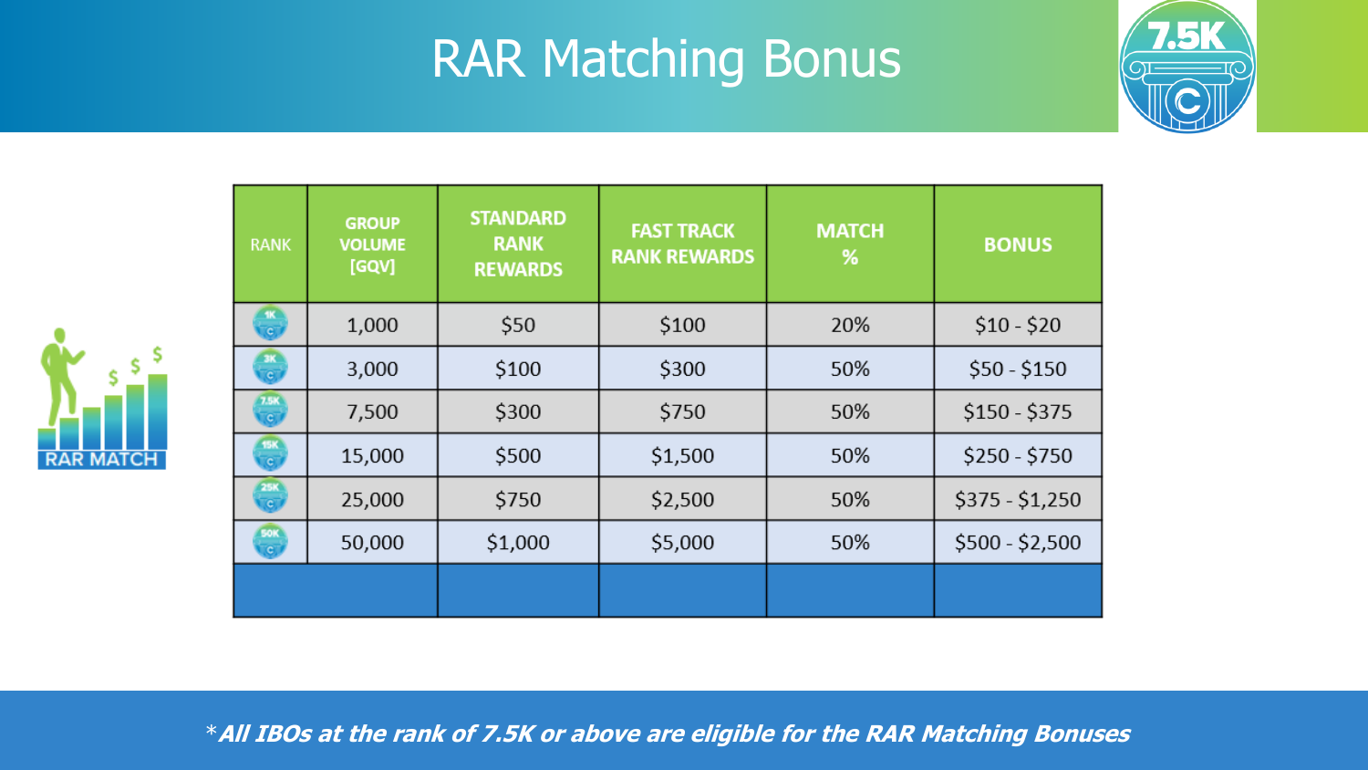# RAR Matching Bonus

| RANK | GROUP VOLUME [GQV] | STANDARD RANK REWARDS | FAST TRACK RANK REWARDS | MATCH % | BONUS |
|---|---|---|---|---|---|
| 1K | 1,000 | $50 | $100 | 20% | $10 - $20 |
| 3K | 3,000 | $100 | $300 | 50% | $50 - $150 |
| 7.5K | 7,500 | $300 | $750 | 50% | $150 - $375 |
| 15K | 15,000 | $500 | $1,500 | 50% | $250 - $750 |
| 25K | 25,000 | $750 | $2,500 | 50% | $375 - $1,250 |
| 50K | 50,000 | $1,000 | $5,000 | 50% | $500 - $2,500 |

**RAR MATCH**

****All IBOs at the rank of 7.5K or above are eligible for the RAR Matching Bonuses***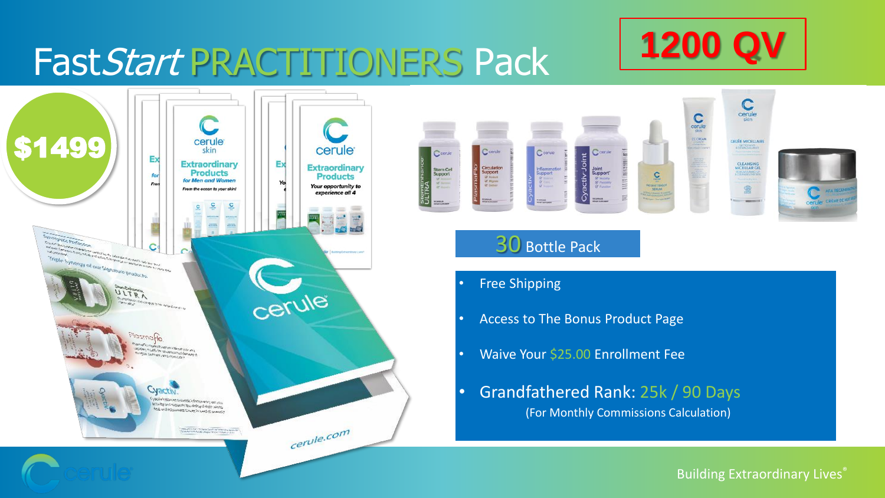# Fast*Start* PRACTITIONERS Pack

**1200 QV**

**$1499**

30 Bottle Pack

- Free Shipping
- Access to The Bonus Product Page
- Waive Your $25.00 Enrollment Fee
- Grandfathered Rank: 25k / 90 Days
  (For Monthly Commissions Calculation)

Building Extraordinary Lives®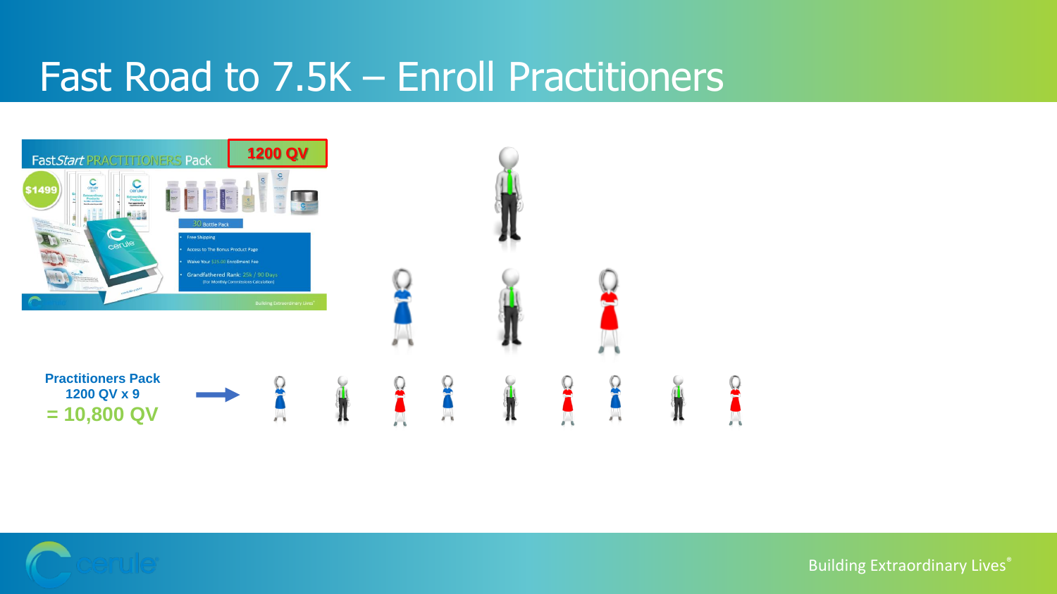# Fast Road to 7.5K – Enroll Practitioners

FastStart PRACTITIONERS Pack

**1200 QV**

$1499

30 Bottle Pack

- Free Shipping
- Access to The Bonus Product Page
- Waive Your $25.00 Enrollment Fee
- Grandfathered Rank: 25k / 90 Days (For Monthly Commissions Calculation)

**Practitioners Pack**
**1200 QV x 9**
**= 10,800 QV**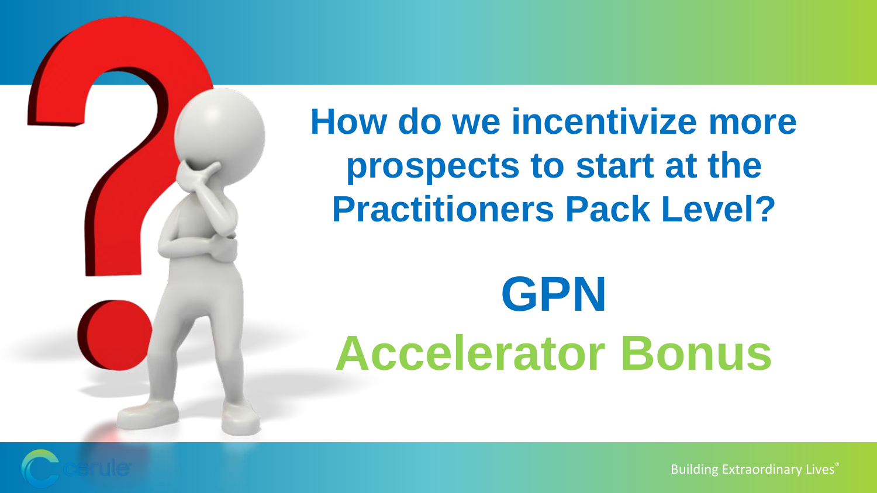# How do we incentivize more prospects to start at the Practitioners Pack Level?

# GPN
# Accelerator Bonus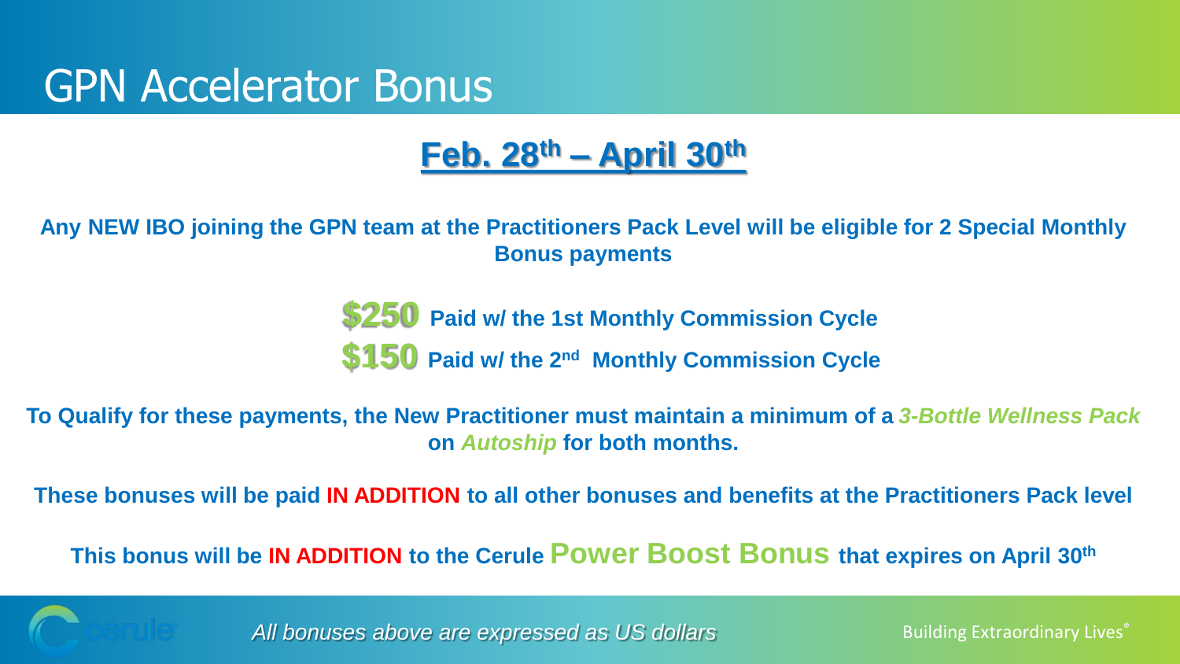# GPN Accelerator Bonus

## Feb. 28th – April 30th

**Any NEW IBO joining the GPN team at the Practitioners Pack Level will be eligible for 2 Special Monthly Bonus payments**

**$250** **Paid w/ the 1st Monthly Commission Cycle**

**$150** **Paid w/ the 2nd Monthly Commission Cycle**

**To Qualify for these payments, the New Practitioner must maintain a minimum of a *3-Bottle Wellness Pack* on *Autoship* for both months.**

**These bonuses will be paid IN ADDITION to all other bonuses and benefits at the Practitioners Pack level**

**This bonus will be IN ADDITION to the Cerule Power Boost Bonus that expires on April 30th**

*All bonuses above are expressed as US dollars*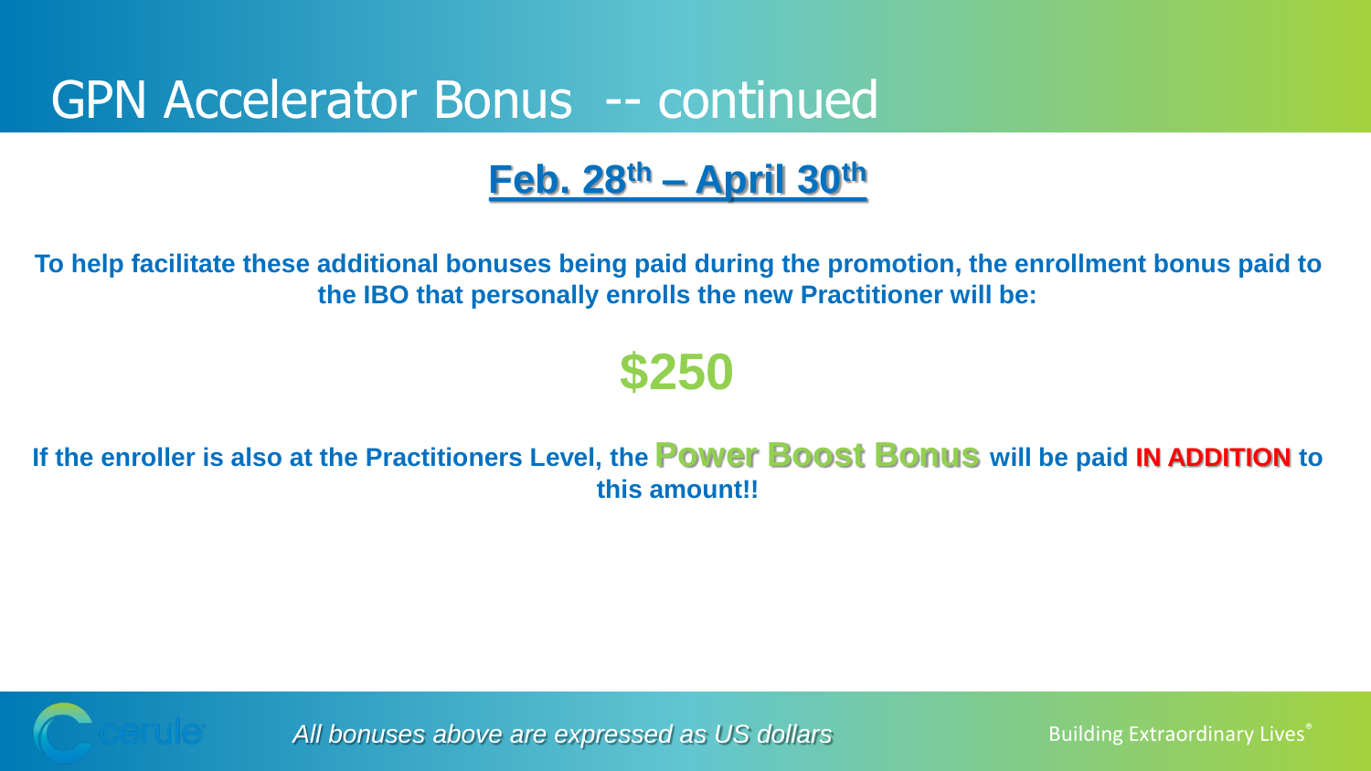# GPN Accelerator Bonus -- continued

## Feb. 28th – April 30th

**To help facilitate these additional bonuses being paid during the promotion, the enrollment bonus paid to the IBO that personally enrolls the new Practitioner will be:**

## $250

**If the enroller is also at the Practitioners Level, the Power Boost Bonus will be paid IN ADDITION to this amount!!**

*All bonuses above are expressed as US dollars*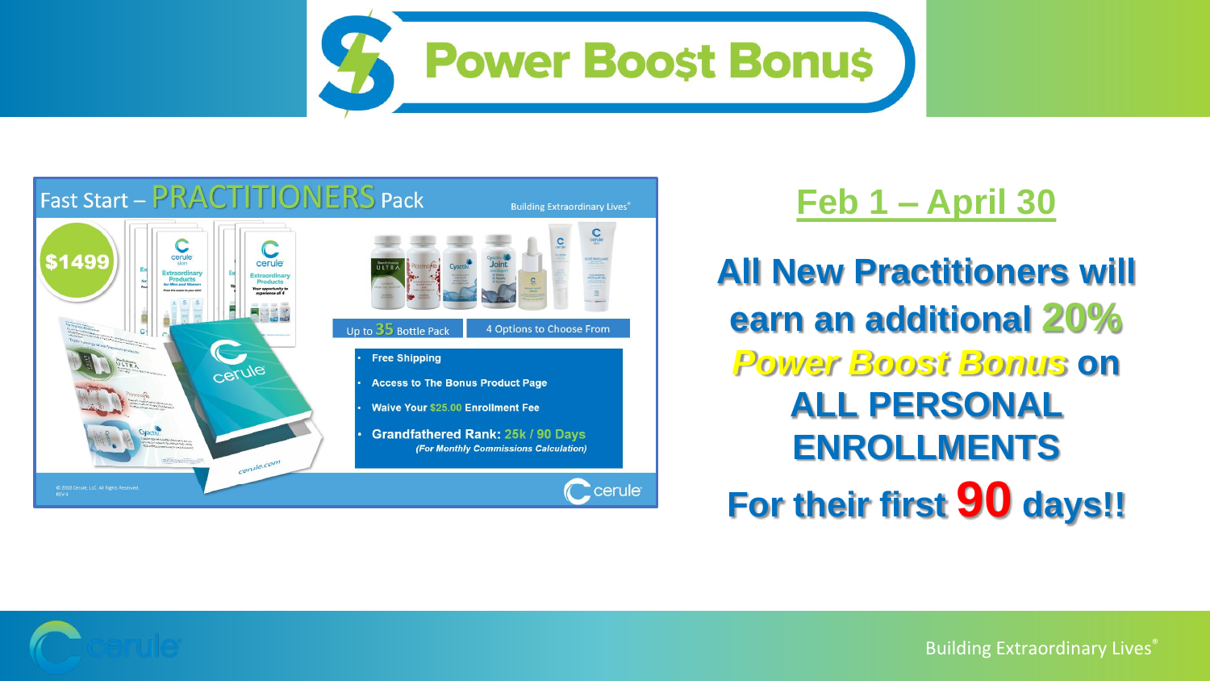# Power Boo$t Bonu$

## Fast Start – PRACTITIONERS Pack

Building Extraordinary Lives®

$1499

Up to 35 Bottle Pack

4 Options to Choose From

- Free Shipping
- Access to The Bonus Product Page
- Waive Your $25.00 Enrollment Fee
- Grandfathered Rank: 25k / 90 Days
  *(For Monthly Commissions Calculation)*

© 2018 Cerule, LLC. All Rights Reserved.
REV 4

## Feb 1 – April 30

**All New Practitioners will earn an additional 20% *Power Boost Bonus* on ALL PERSONAL ENROLLMENTS For their first 90 days!!**

Building Extraordinary Lives®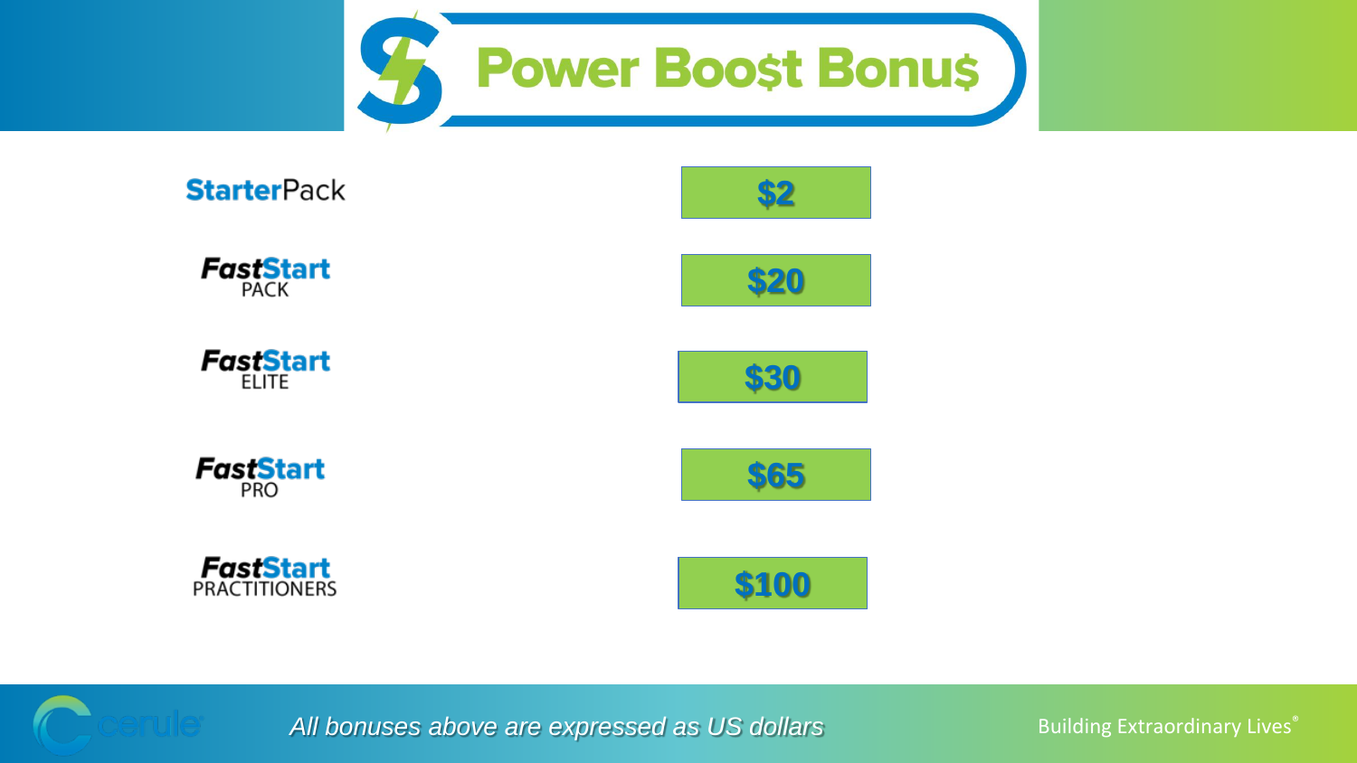# Power Boo$t Bonu$

| | |
|---|---|
| StarterPack | $2 |
| FastStart PACK | $20 |
| FastStart ELITE | $30 |
| FastStart PRO | $65 |
| FastStart PRACTITIONERS | $100 |

*All bonuses above are expressed as US dollars*

cerule — Building Extraordinary Lives®